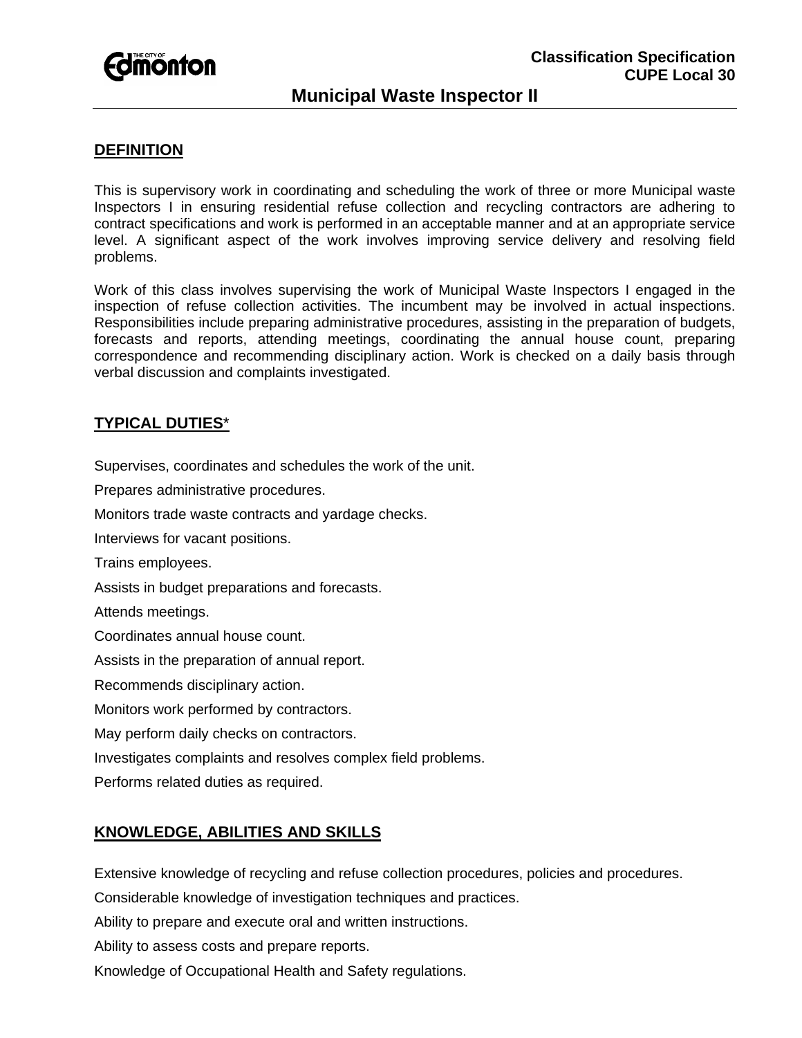**Classification Specification**
**CUPE Local 30**

# Municipal Waste Inspector II

## DEFINITION

This is supervisory work in coordinating and scheduling the work of three or more Municipal waste Inspectors I in ensuring residential refuse collection and recycling contractors are adhering to contract specifications and work is performed in an acceptable manner and at an appropriate service level. A significant aspect of the work involves improving service delivery and resolving field problems.

Work of this class involves supervising the work of Municipal Waste Inspectors I engaged in the inspection of refuse collection activities. The incumbent may be involved in actual inspections. Responsibilities include preparing administrative procedures, assisting in the preparation of budgets, forecasts and reports, attending meetings, coordinating the annual house count, preparing correspondence and recommending disciplinary action. Work is checked on a daily basis through verbal discussion and complaints investigated.

## TYPICAL DUTIES*

Supervises, coordinates and schedules the work of the unit.

Prepares administrative procedures.

Monitors trade waste contracts and yardage checks.

Interviews for vacant positions.

Trains employees.

Assists in budget preparations and forecasts.

Attends meetings.

Coordinates annual house count.

Assists in the preparation of annual report.

Recommends disciplinary action.

Monitors work performed by contractors.

May perform daily checks on contractors.

Investigates complaints and resolves complex field problems.

Performs related duties as required.

## KNOWLEDGE, ABILITIES AND SKILLS

Extensive knowledge of recycling and refuse collection procedures, policies and procedures.

Considerable knowledge of investigation techniques and practices.

Ability to prepare and execute oral and written instructions.

Ability to assess costs and prepare reports.

Knowledge of Occupational Health and Safety regulations.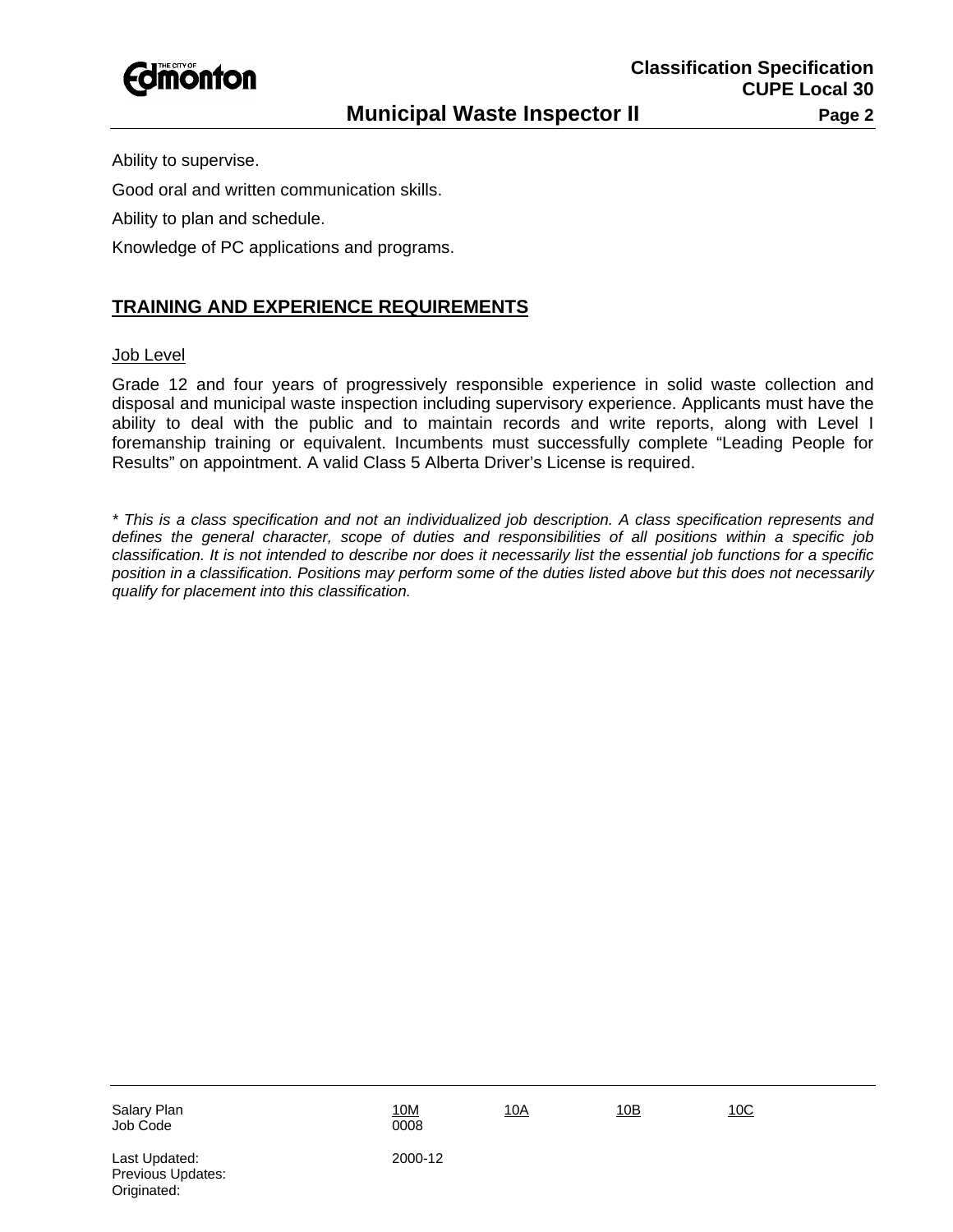Ability to supervise.

Good oral and written communication skills.

Ability to plan and schedule.

Knowledge of PC applications and programs.

## TRAINING AND EXPERIENCE REQUIREMENTS

Job Level

Grade 12 and four years of progressively responsible experience in solid waste collection and disposal and municipal waste inspection including supervisory experience. Applicants must have the ability to deal with the public and to maintain records and write reports, along with Level I foremanship training or equivalent. Incumbents must successfully complete “Leading People for Results” on appointment. A valid Class 5 Alberta Driver’s License is required.

*\* This is a class specification and not an individualized job description. A class specification represents and defines the general character, scope of duties and responsibilities of all positions within a specific job classification. It is not intended to describe nor does it necessarily list the essential job functions for a specific position in a classification. Positions may perform some of the duties listed above but this does not necessarily qualify for placement into this classification.*

| | | | | |
|---|---|---|---|---|
| Salary Plan | 10M | 10A | 10B | 10C |
| Job Code | 0008 | | | |
| Last Updated: | 2000-12 | | | |
| Previous Updates: | | | | |
| Originated: | | | | |